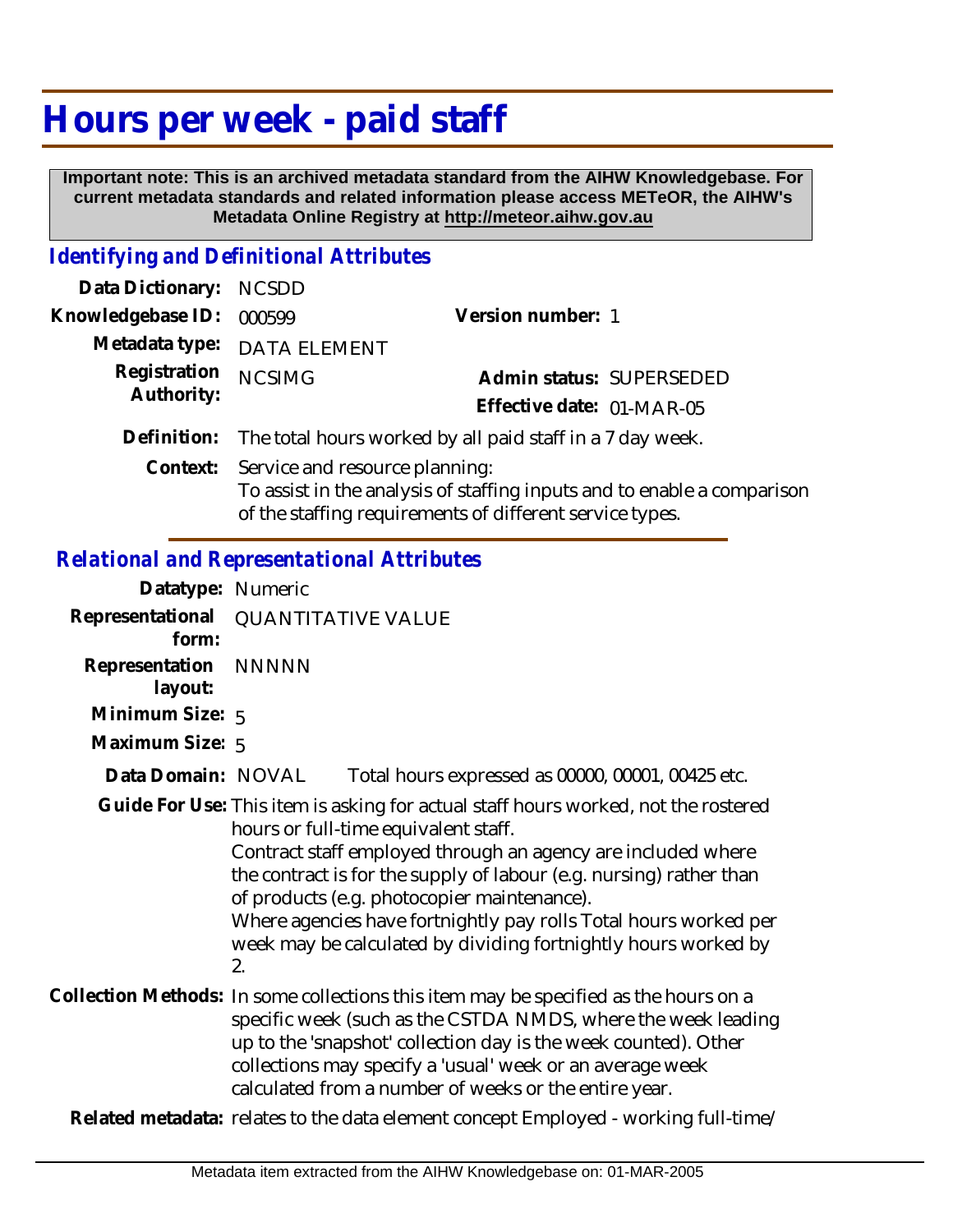# Hours per week - paid staff

**Important note: This is an archived metadata standard from the AIHW Knowledgebase. For current metadata standards and related information please access METeOR, the AIHW's Metadata Online Registry at http://meteor.aihw.gov.au**

## *Identifying and Definitional Attributes*

**Data Dictionary:** NCSDD

**Knowledgebase ID:** 000599

**Version number:** 1

**Metadata type:** DATA ELEMENT

**Registration Authority:** NCSIMG

**Admin status:** SUPERSEDED

**Effective date:** 01-MAR-05

**Definition:** The total hours worked by all paid staff in a 7 day week.

**Context:** Service and resource planning:
To assist in the analysis of staffing inputs and to enable a comparison of the staffing requirements of different service types.

## *Relational and Representational Attributes*

**Datatype:** Numeric

**Representational form:** QUANTITATIVE VALUE

**Representation layout:** NNNNN

**Minimum Size:** 5

**Maximum Size:** 5

**Data Domain:** NOVAL Total hours expressed as 00000, 00001, 00425 etc.

**Guide For Use:** This item is asking for actual staff hours worked, not the rostered hours or full-time equivalent staff.
Contract staff employed through an agency are included where the contract is for the supply of labour (e.g. nursing) rather than of products (e.g. photocopier maintenance).
Where agencies have fortnightly pay rolls Total hours worked per week may be calculated by dividing fortnightly hours worked by 2.

**Collection Methods:** In some collections this item may be specified as the hours on a specific week (such as the CSTDA NMDS, where the week leading up to the 'snapshot' collection day is the week counted). Other collections may specify a 'usual' week or an average week calculated from a number of weeks or the entire year.

**Related metadata:** relates to the data element concept Employed - working full-time/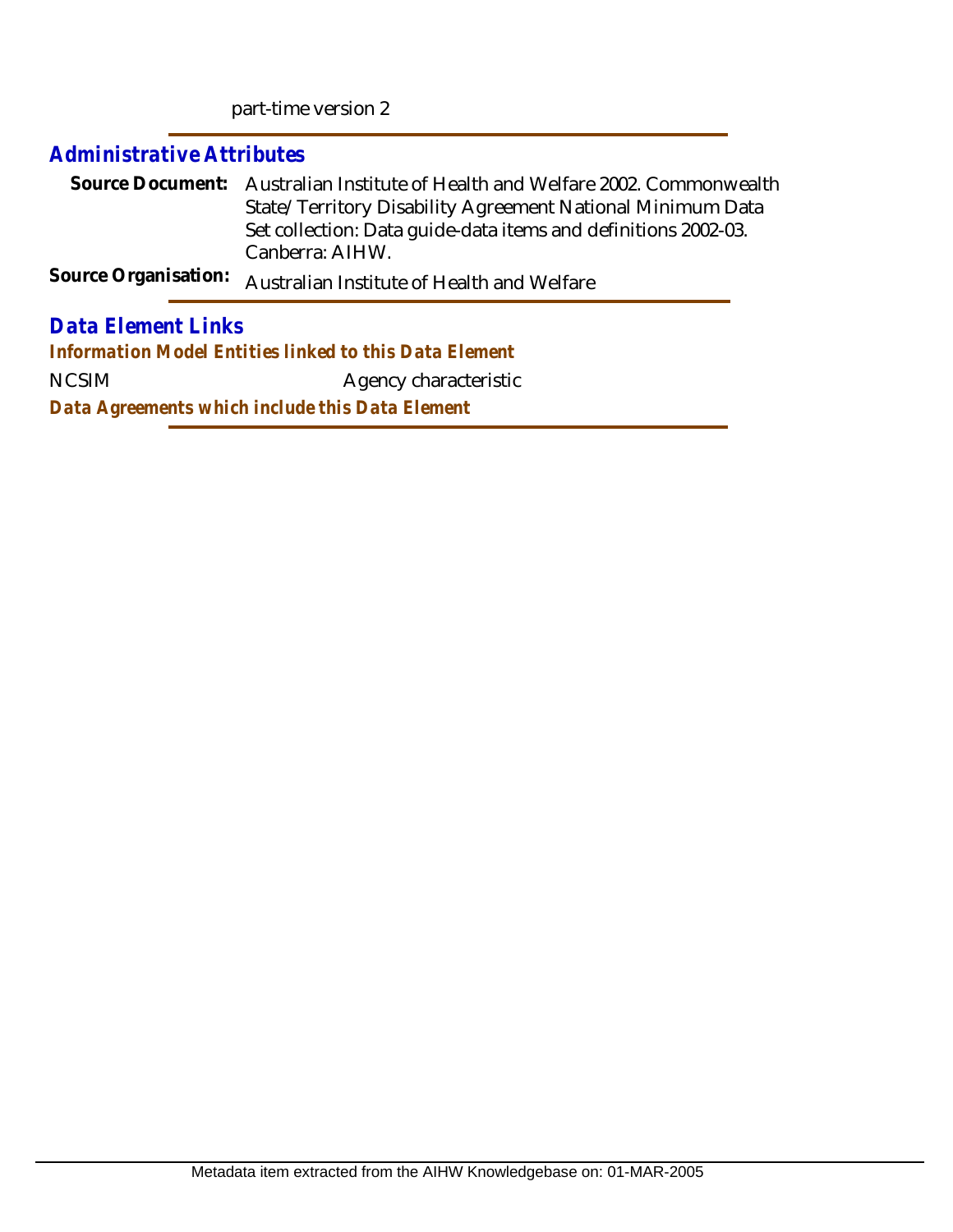part-time version 2

## Administrative Attributes

**Source Document:** Australian Institute of Health and Welfare 2002. Commonwealth State/Territory Disability Agreement National Minimum Data Set collection: Data guide-data items and definitions 2002-03. Canberra: AIHW.

**Source Organisation:** Australian Institute of Health and Welfare

## Data Element Links

### Information Model Entities linked to this Data Element

| | |
|---|---|
| NCSIM | Agency characteristic |

### Data Agreements which include this Data Element